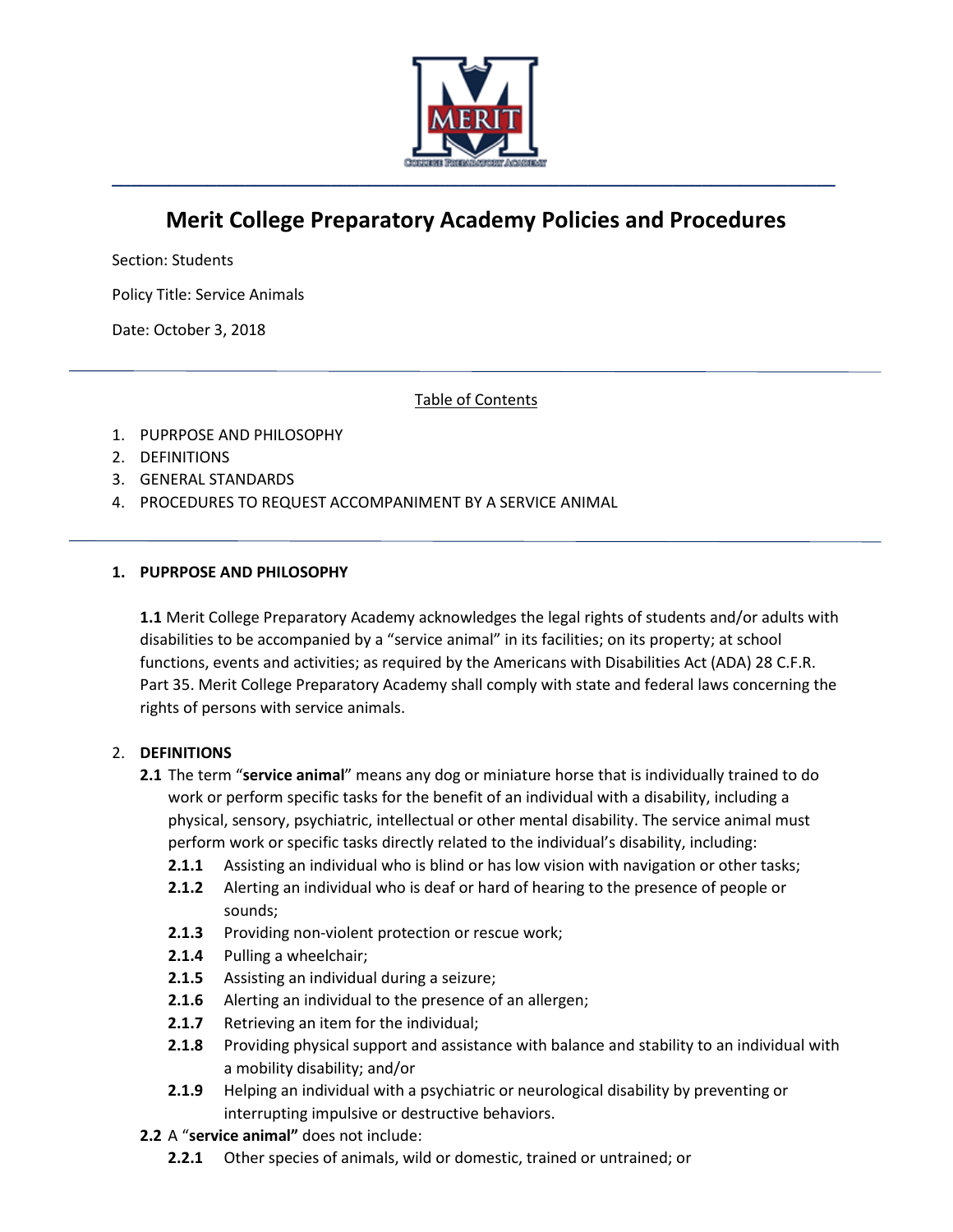# Merit College Preparatory Academy Policies and Procedures

Section: Students

Policy Title: Service Animals

Date: October 3, 2018

Table of Contents

1. PUPRPOSE AND PHILOSOPHY
2. DEFINITIONS
3. GENERAL STANDARDS
4. PROCEDURES TO REQUEST ACCOMPANIMENT BY A SERVICE ANIMAL

## 1. PUPRPOSE AND PHILOSOPHY

**1.1** Merit College Preparatory Academy acknowledges the legal rights of students and/or adults with disabilities to be accompanied by a "service animal" in its facilities; on its property; at school functions, events and activities; as required by the Americans with Disabilities Act (ADA) 28 C.F.R. Part 35. Merit College Preparatory Academy shall comply with state and federal laws concerning the rights of persons with service animals.

## 2. DEFINITIONS

**2.1** The term "**service animal**" means any dog or miniature horse that is individually trained to do work or perform specific tasks for the benefit of an individual with a disability, including a physical, sensory, psychiatric, intellectual or other mental disability. The service animal must perform work or specific tasks directly related to the individual's disability, including:

- **2.1.1** Assisting an individual who is blind or has low vision with navigation or other tasks;
- **2.1.2** Alerting an individual who is deaf or hard of hearing to the presence of people or sounds;
- **2.1.3** Providing non-violent protection or rescue work;
- **2.1.4** Pulling a wheelchair;
- **2.1.5** Assisting an individual during a seizure;
- **2.1.6** Alerting an individual to the presence of an allergen;
- **2.1.7** Retrieving an item for the individual;
- **2.1.8** Providing physical support and assistance with balance and stability to an individual with a mobility disability; and/or
- **2.1.9** Helping an individual with a psychiatric or neurological disability by preventing or interrupting impulsive or destructive behaviors.

**2.2** A "**service animal"** does not include:

- **2.2.1** Other species of animals, wild or domestic, trained or untrained; or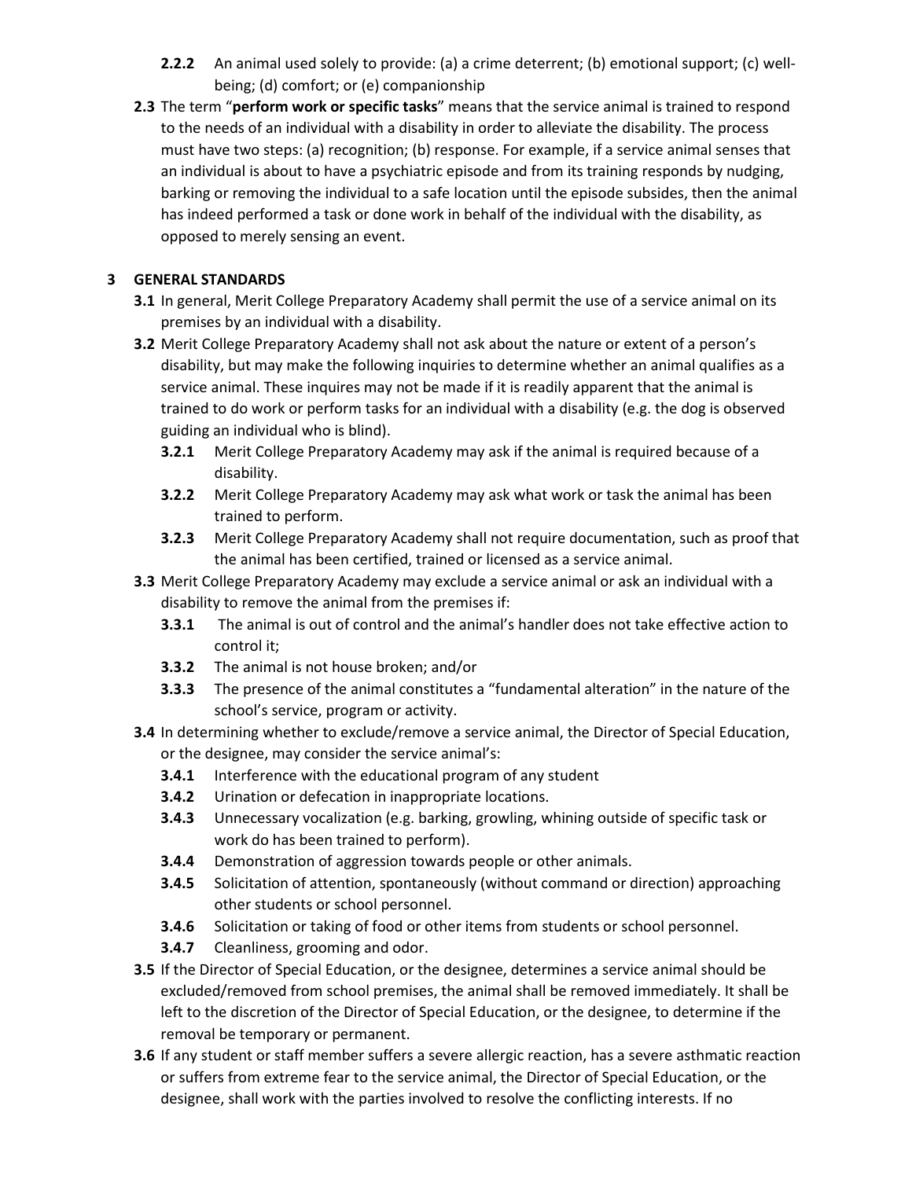- **2.2.2** An animal used solely to provide: (a) a crime deterrent; (b) emotional support; (c) well-being; (d) comfort; or (e) companionship

**2.3** The term "**perform work or specific tasks**" means that the service animal is trained to respond to the needs of an individual with a disability in order to alleviate the disability. The process must have two steps: (a) recognition; (b) response. For example, if a service animal senses that an individual is about to have a psychiatric episode and from its training responds by nudging, barking or removing the individual to a safe location until the episode subsides, then the animal has indeed performed a task or done work in behalf of the individual with the disability, as opposed to merely sensing an event.

## 3 GENERAL STANDARDS

**3.1** In general, Merit College Preparatory Academy shall permit the use of a service animal on its premises by an individual with a disability.

**3.2** Merit College Preparatory Academy shall not ask about the nature or extent of a person's disability, but may make the following inquiries to determine whether an animal qualifies as a service animal. These inquires may not be made if it is readily apparent that the animal is trained to do work or perform tasks for an individual with a disability (e.g. the dog is observed guiding an individual who is blind).

- **3.2.1** Merit College Preparatory Academy may ask if the animal is required because of a disability.
- **3.2.2** Merit College Preparatory Academy may ask what work or task the animal has been trained to perform.
- **3.2.3** Merit College Preparatory Academy shall not require documentation, such as proof that the animal has been certified, trained or licensed as a service animal.

**3.3** Merit College Preparatory Academy may exclude a service animal or ask an individual with a disability to remove the animal from the premises if:

- **3.3.1** The animal is out of control and the animal's handler does not take effective action to control it;
- **3.3.2** The animal is not house broken; and/or
- **3.3.3** The presence of the animal constitutes a "fundamental alteration" in the nature of the school's service, program or activity.

**3.4** In determining whether to exclude/remove a service animal, the Director of Special Education, or the designee, may consider the service animal's:

- **3.4.1** Interference with the educational program of any student
- **3.4.2** Urination or defecation in inappropriate locations.
- **3.4.3** Unnecessary vocalization (e.g. barking, growling, whining outside of specific task or work do has been trained to perform).
- **3.4.4** Demonstration of aggression towards people or other animals.
- **3.4.5** Solicitation of attention, spontaneously (without command or direction) approaching other students or school personnel.
- **3.4.6** Solicitation or taking of food or other items from students or school personnel.
- **3.4.7** Cleanliness, grooming and odor.

**3.5** If the Director of Special Education, or the designee, determines a service animal should be excluded/removed from school premises, the animal shall be removed immediately. It shall be left to the discretion of the Director of Special Education, or the designee, to determine if the removal be temporary or permanent.

**3.6** If any student or staff member suffers a severe allergic reaction, has a severe asthmatic reaction or suffers from extreme fear to the service animal, the Director of Special Education, or the designee, shall work with the parties involved to resolve the conflicting interests. If no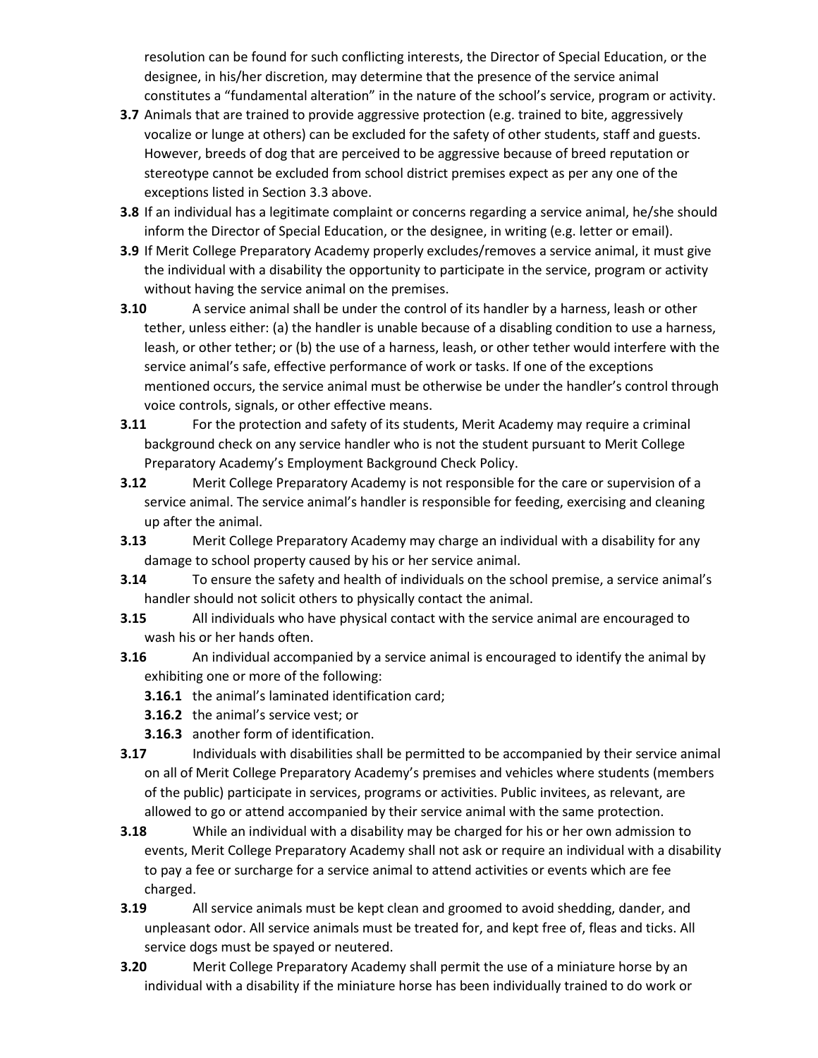resolution can be found for such conflicting interests, the Director of Special Education, or the designee, in his/her discretion, may determine that the presence of the service animal constitutes a "fundamental alteration" in the nature of the school's service, program or activity.

**3.7** Animals that are trained to provide aggressive protection (e.g. trained to bite, aggressively vocalize or lunge at others) can be excluded for the safety of other students, staff and guests. However, breeds of dog that are perceived to be aggressive because of breed reputation or stereotype cannot be excluded from school district premises expect as per any one of the exceptions listed in Section 3.3 above.

**3.8** If an individual has a legitimate complaint or concerns regarding a service animal, he/she should inform the Director of Special Education, or the designee, in writing (e.g. letter or email).

**3.9** If Merit College Preparatory Academy properly excludes/removes a service animal, it must give the individual with a disability the opportunity to participate in the service, program or activity without having the service animal on the premises.

**3.10** A service animal shall be under the control of its handler by a harness, leash or other tether, unless either: (a) the handler is unable because of a disabling condition to use a harness, leash, or other tether; or (b) the use of a harness, leash, or other tether would interfere with the service animal's safe, effective performance of work or tasks. If one of the exceptions mentioned occurs, the service animal must be otherwise be under the handler's control through voice controls, signals, or other effective means.

**3.11** For the protection and safety of its students, Merit Academy may require a criminal background check on any service handler who is not the student pursuant to Merit College Preparatory Academy's Employment Background Check Policy.

**3.12** Merit College Preparatory Academy is not responsible for the care or supervision of a service animal. The service animal's handler is responsible for feeding, exercising and cleaning up after the animal.

**3.13** Merit College Preparatory Academy may charge an individual with a disability for any damage to school property caused by his or her service animal.

**3.14** To ensure the safety and health of individuals on the school premise, a service animal's handler should not solicit others to physically contact the animal.

**3.15** All individuals who have physical contact with the service animal are encouraged to wash his or her hands often.

**3.16** An individual accompanied by a service animal is encouraged to identify the animal by exhibiting one or more of the following:

- **3.16.1** the animal's laminated identification card;
- **3.16.2** the animal's service vest; or
- **3.16.3** another form of identification.

**3.17** Individuals with disabilities shall be permitted to be accompanied by their service animal on all of Merit College Preparatory Academy's premises and vehicles where students (members of the public) participate in services, programs or activities. Public invitees, as relevant, are allowed to go or attend accompanied by their service animal with the same protection.

**3.18** While an individual with a disability may be charged for his or her own admission to events, Merit College Preparatory Academy shall not ask or require an individual with a disability to pay a fee or surcharge for a service animal to attend activities or events which are fee charged.

**3.19** All service animals must be kept clean and groomed to avoid shedding, dander, and unpleasant odor. All service animals must be treated for, and kept free of, fleas and ticks. All service dogs must be spayed or neutered.

**3.20** Merit College Preparatory Academy shall permit the use of a miniature horse by an individual with a disability if the miniature horse has been individually trained to do work or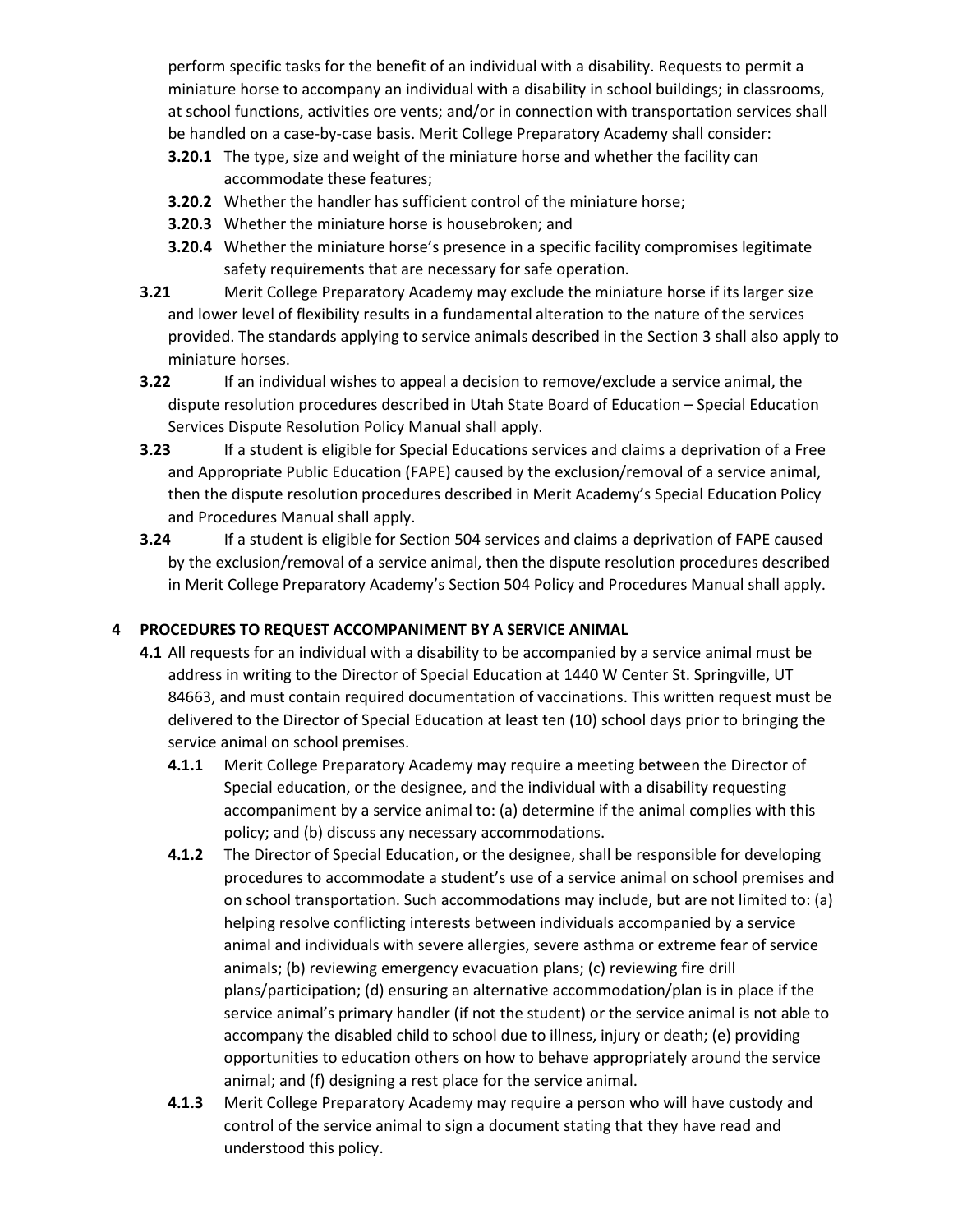perform specific tasks for the benefit of an individual with a disability. Requests to permit a miniature horse to accompany an individual with a disability in school buildings; in classrooms, at school functions, activities ore vents; and/or in connection with transportation services shall be handled on a case-by-case basis. Merit College Preparatory Academy shall consider:

- **3.20.1** The type, size and weight of the miniature horse and whether the facility can accommodate these features;
- **3.20.2** Whether the handler has sufficient control of the miniature horse;
- **3.20.3** Whether the miniature horse is housebroken; and
- **3.20.4** Whether the miniature horse's presence in a specific facility compromises legitimate safety requirements that are necessary for safe operation.

**3.21** Merit College Preparatory Academy may exclude the miniature horse if its larger size and lower level of flexibility results in a fundamental alteration to the nature of the services provided. The standards applying to service animals described in the Section 3 shall also apply to miniature horses.

**3.22** If an individual wishes to appeal a decision to remove/exclude a service animal, the dispute resolution procedures described in Utah State Board of Education – Special Education Services Dispute Resolution Policy Manual shall apply.

**3.23** If a student is eligible for Special Educations services and claims a deprivation of a Free and Appropriate Public Education (FAPE) caused by the exclusion/removal of a service animal, then the dispute resolution procedures described in Merit Academy's Special Education Policy and Procedures Manual shall apply.

**3.24** If a student is eligible for Section 504 services and claims a deprivation of FAPE caused by the exclusion/removal of a service animal, then the dispute resolution procedures described in Merit College Preparatory Academy's Section 504 Policy and Procedures Manual shall apply.

## 4 PROCEDURES TO REQUEST ACCOMPANIMENT BY A SERVICE ANIMAL

**4.1** All requests for an individual with a disability to be accompanied by a service animal must be address in writing to the Director of Special Education at 1440 W Center St. Springville, UT 84663, and must contain required documentation of vaccinations. This written request must be delivered to the Director of Special Education at least ten (10) school days prior to bringing the service animal on school premises.

- **4.1.1** Merit College Preparatory Academy may require a meeting between the Director of Special education, or the designee, and the individual with a disability requesting accompaniment by a service animal to: (a) determine if the animal complies with this policy; and (b) discuss any necessary accommodations.
- **4.1.2** The Director of Special Education, or the designee, shall be responsible for developing procedures to accommodate a student's use of a service animal on school premises and on school transportation. Such accommodations may include, but are not limited to: (a) helping resolve conflicting interests between individuals accompanied by a service animal and individuals with severe allergies, severe asthma or extreme fear of service animals; (b) reviewing emergency evacuation plans; (c) reviewing fire drill plans/participation; (d) ensuring an alternative accommodation/plan is in place if the service animal's primary handler (if not the student) or the service animal is not able to accompany the disabled child to school due to illness, injury or death; (e) providing opportunities to education others on how to behave appropriately around the service animal; and (f) designing a rest place for the service animal.
- **4.1.3** Merit College Preparatory Academy may require a person who will have custody and control of the service animal to sign a document stating that they have read and understood this policy.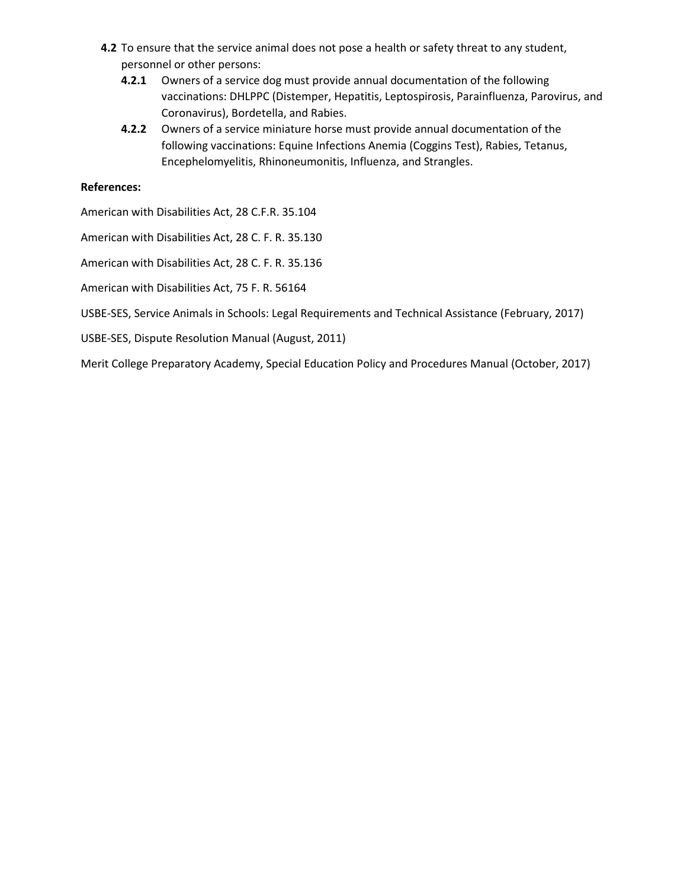**4.2** To ensure that the service animal does not pose a health or safety threat to any student, personnel or other persons:

**4.2.1** Owners of a service dog must provide annual documentation of the following vaccinations: DHLPPC (Distemper, Hepatitis, Leptospirosis, Parainfluenza, Parovirus, and Coronavirus), Bordetella, and Rabies.

**4.2.2** Owners of a service miniature horse must provide annual documentation of the following vaccinations: Equine Infections Anemia (Coggins Test), Rabies, Tetanus, Encephelomyelitis, Rhinoneumonitis, Influenza, and Strangles.

**References:**

American with Disabilities Act, 28 C.F.R. 35.104

American with Disabilities Act, 28 C. F. R. 35.130

American with Disabilities Act, 28 C. F. R. 35.136

American with Disabilities Act, 75 F. R. 56164

USBE-SES, Service Animals in Schools: Legal Requirements and Technical Assistance (February, 2017)

USBE-SES, Dispute Resolution Manual (August, 2011)

Merit College Preparatory Academy, Special Education Policy and Procedures Manual (October, 2017)